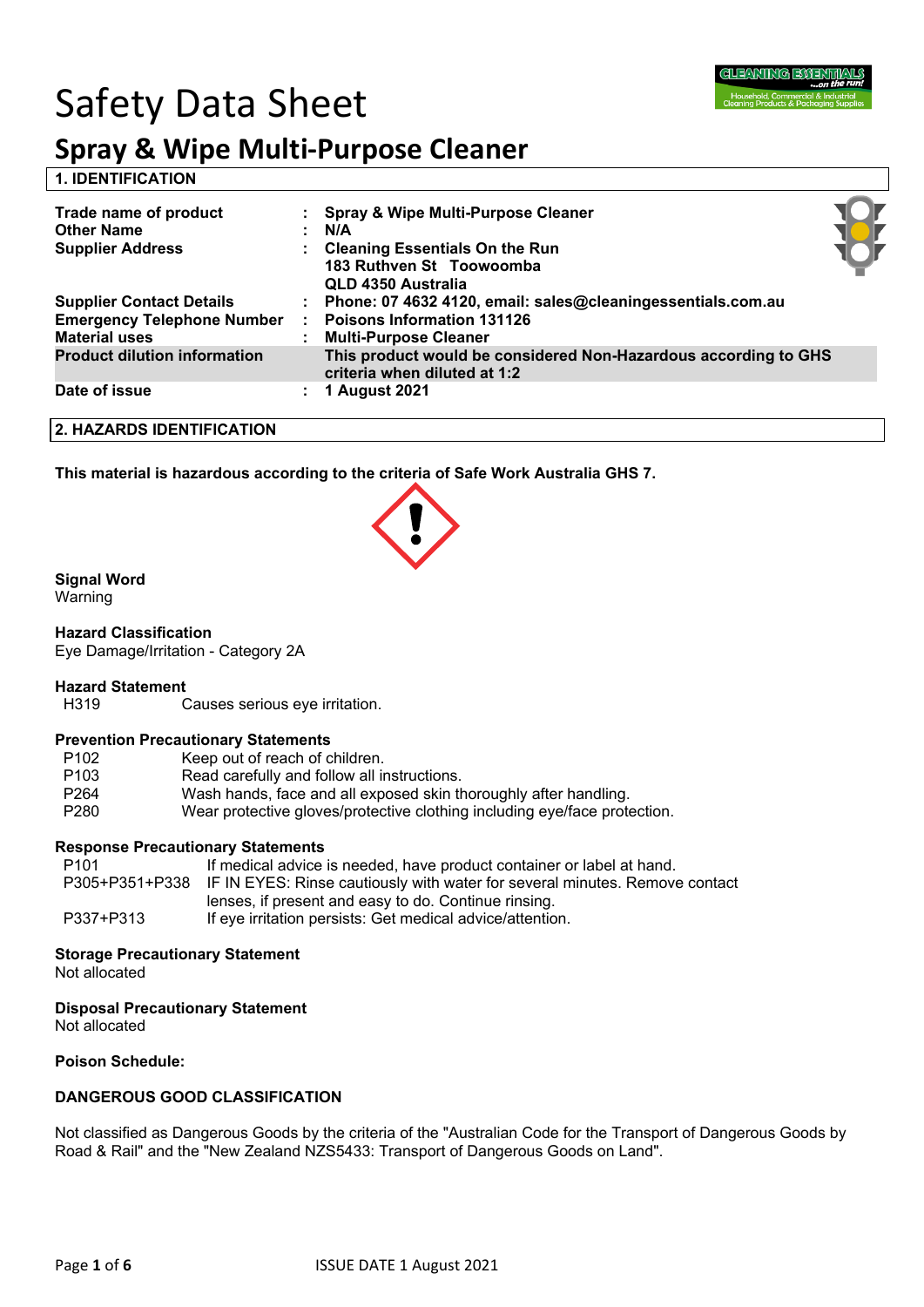# Safety Data Sheet

## Spray & Wipe Multi-Purpose Cleaner

### 1. IDENTIFICATION

| | | |
|---|---|---|
| **Trade name of product** | : | **Spray & Wipe Multi-Purpose Cleaner** |
| **Other Name** | : | **N/A** |
| **Supplier Address** | : | **Cleaning Essentials On the Run**<br>**183 Ruthven St Toowoomba**<br>**QLD 4350 Australia** |
| **Supplier Contact Details** | : | **Phone: 07 4632 4120, email: sales@cleaningessentials.com.au** |
| **Emergency Telephone Number** | : | **Poisons Information 131126** |
| **Material uses** | : | **Multi-Purpose Cleaner** |
| **Product dilution information** | | **This product would be considered Non-Hazardous according to GHS criteria when diluted at 1:2** |
| **Date of issue** | : | **1 August 2021** |

### 2. HAZARDS IDENTIFICATION

**This material is hazardous according to the criteria of Safe Work Australia GHS 7.**

**Signal Word**
Warning

**Hazard Classification**
Eye Damage/Irritation - Category 2A

**Hazard Statement**

| | |
|---|---|
| H319 | Causes serious eye irritation. |

**Prevention Precautionary Statements**

| | |
|---|---|
| P102 | Keep out of reach of children. |
| P103 | Read carefully and follow all instructions. |
| P264 | Wash hands, face and all exposed skin thoroughly after handling. |
| P280 | Wear protective gloves/protective clothing including eye/face protection. |

**Response Precautionary Statements**

| | |
|---|---|
| P101 | If medical advice is needed, have product container or label at hand. |
| P305+P351+P338 | IF IN EYES: Rinse cautiously with water for several minutes. Remove contact lenses, if present and easy to do. Continue rinsing. |
| P337+P313 | If eye irritation persists: Get medical advice/attention. |

**Storage Precautionary Statement**
Not allocated

**Disposal Precautionary Statement**
Not allocated

**Poison Schedule:**

**DANGEROUS GOOD CLASSIFICATION**

Not classified as Dangerous Goods by the criteria of the "Australian Code for the Transport of Dangerous Goods by Road & Rail" and the "New Zealand NZS5433: Transport of Dangerous Goods on Land".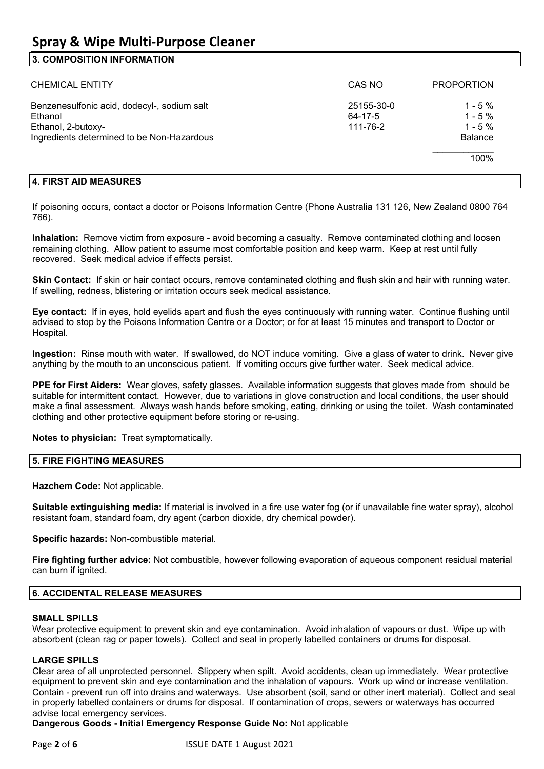# Spray & Wipe Multi-Purpose Cleaner

## 3. COMPOSITION INFORMATION

| CHEMICAL ENTITY | CAS NO | PROPORTION |
|---|---|---|
| Benzenesulfonic acid, dodecyl-, sodium salt | 25155-30-0 | 1 - 5 % |
| Ethanol | 64-17-5 | 1 - 5 % |
| Ethanol, 2-butoxy- | 111-76-2 | 1 - 5 % |
| Ingredients determined to be Non-Hazardous | | Balance |
| | | 100% |

## 4. FIRST AID MEASURES

If poisoning occurs, contact a doctor or Poisons Information Centre (Phone Australia 131 126, New Zealand 0800 764 766).

**Inhalation:** Remove victim from exposure - avoid becoming a casualty. Remove contaminated clothing and loosen remaining clothing. Allow patient to assume most comfortable position and keep warm. Keep at rest until fully recovered. Seek medical advice if effects persist.

**Skin Contact:** If skin or hair contact occurs, remove contaminated clothing and flush skin and hair with running water. If swelling, redness, blistering or irritation occurs seek medical assistance.

**Eye contact:** If in eyes, hold eyelids apart and flush the eyes continuously with running water. Continue flushing until advised to stop by the Poisons Information Centre or a Doctor; or for at least 15 minutes and transport to Doctor or Hospital.

**Ingestion:** Rinse mouth with water. If swallowed, do NOT induce vomiting. Give a glass of water to drink. Never give anything by the mouth to an unconscious patient. If vomiting occurs give further water. Seek medical advice.

**PPE for First Aiders:** Wear gloves, safety glasses. Available information suggests that gloves made from should be suitable for intermittent contact. However, due to variations in glove construction and local conditions, the user should make a final assessment. Always wash hands before smoking, eating, drinking or using the toilet. Wash contaminated clothing and other protective equipment before storing or re-using.

**Notes to physician:** Treat symptomatically.

## 5. FIRE FIGHTING MEASURES

**Hazchem Code:** Not applicable.

**Suitable extinguishing media:** If material is involved in a fire use water fog (or if unavailable fine water spray), alcohol resistant foam, standard foam, dry agent (carbon dioxide, dry chemical powder).

**Specific hazards:** Non-combustible material.

**Fire fighting further advice:** Not combustible, however following evaporation of aqueous component residual material can burn if ignited.

## 6. ACCIDENTAL RELEASE MEASURES

### SMALL SPILLS

Wear protective equipment to prevent skin and eye contamination. Avoid inhalation of vapours or dust. Wipe up with absorbent (clean rag or paper towels). Collect and seal in properly labelled containers or drums for disposal.

### LARGE SPILLS

Clear area of all unprotected personnel. Slippery when spilt. Avoid accidents, clean up immediately. Wear protective equipment to prevent skin and eye contamination and the inhalation of vapours. Work up wind or increase ventilation. Contain - prevent run off into drains and waterways. Use absorbent (soil, sand or other inert material). Collect and seal in properly labelled containers or drums for disposal. If contamination of crops, sewers or waterways has occurred advise local emergency services.

**Dangerous Goods - Initial Emergency Response Guide No:** Not applicable

ISSUE DATE 1 August 2021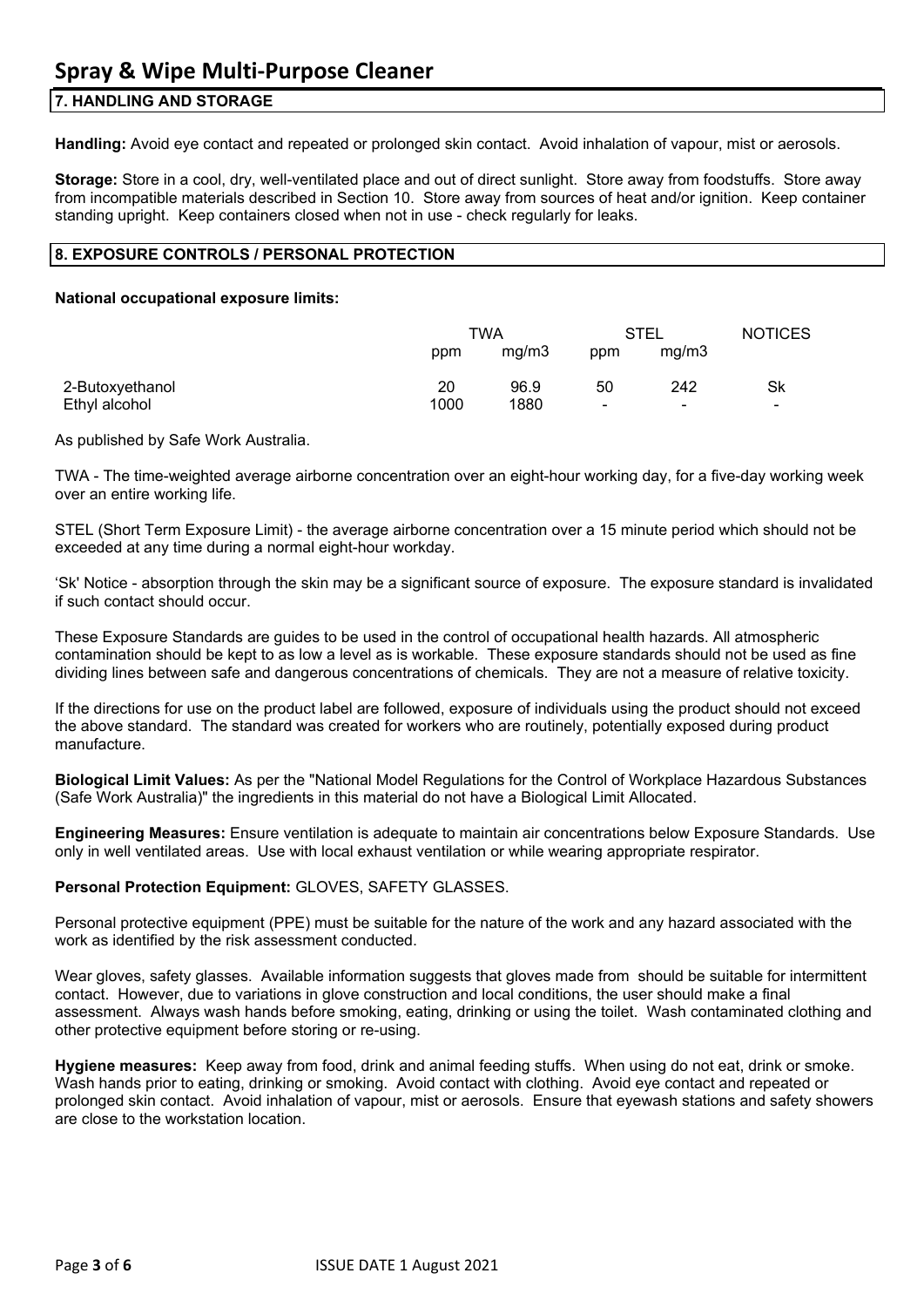## 7. HANDLING AND STORAGE

**Handling:** Avoid eye contact and repeated or prolonged skin contact. Avoid inhalation of vapour, mist or aerosols.

**Storage:** Store in a cool, dry, well-ventilated place and out of direct sunlight. Store away from foodstuffs. Store away from incompatible materials described in Section 10. Store away from sources of heat and/or ignition. Keep container standing upright. Keep containers closed when not in use - check regularly for leaks.

## 8. EXPOSURE CONTROLS / PERSONAL PROTECTION

**National occupational exposure limits:**

| | TWA | | STEL | | NOTICES |
|---|---|---|---|---|---|
| | ppm | mg/m3 | ppm | mg/m3 | |
| 2-Butoxyethanol | 20 | 96.9 | 50 | 242 | Sk |
| Ethyl alcohol | 1000 | 1880 | - | - | - |

As published by Safe Work Australia.

TWA - The time-weighted average airborne concentration over an eight-hour working day, for a five-day working week over an entire working life.

STEL (Short Term Exposure Limit) - the average airborne concentration over a 15 minute period which should not be exceeded at any time during a normal eight-hour workday.

'Sk' Notice - absorption through the skin may be a significant source of exposure. The exposure standard is invalidated if such contact should occur.

These Exposure Standards are guides to be used in the control of occupational health hazards. All atmospheric contamination should be kept to as low a level as is workable. These exposure standards should not be used as fine dividing lines between safe and dangerous concentrations of chemicals. They are not a measure of relative toxicity.

If the directions for use on the product label are followed, exposure of individuals using the product should not exceed the above standard. The standard was created for workers who are routinely, potentially exposed during product manufacture.

**Biological Limit Values:** As per the "National Model Regulations for the Control of Workplace Hazardous Substances (Safe Work Australia)" the ingredients in this material do not have a Biological Limit Allocated.

**Engineering Measures:** Ensure ventilation is adequate to maintain air concentrations below Exposure Standards. Use only in well ventilated areas. Use with local exhaust ventilation or while wearing appropriate respirator.

**Personal Protection Equipment:** GLOVES, SAFETY GLASSES.

Personal protective equipment (PPE) must be suitable for the nature of the work and any hazard associated with the work as identified by the risk assessment conducted.

Wear gloves, safety glasses. Available information suggests that gloves made from should be suitable for intermittent contact. However, due to variations in glove construction and local conditions, the user should make a final assessment. Always wash hands before smoking, eating, drinking or using the toilet. Wash contaminated clothing and other protective equipment before storing or re-using.

**Hygiene measures:** Keep away from food, drink and animal feeding stuffs. When using do not eat, drink or smoke. Wash hands prior to eating, drinking or smoking. Avoid contact with clothing. Avoid eye contact and repeated or prolonged skin contact. Avoid inhalation of vapour, mist or aerosols. Ensure that eyewash stations and safety showers are close to the workstation location.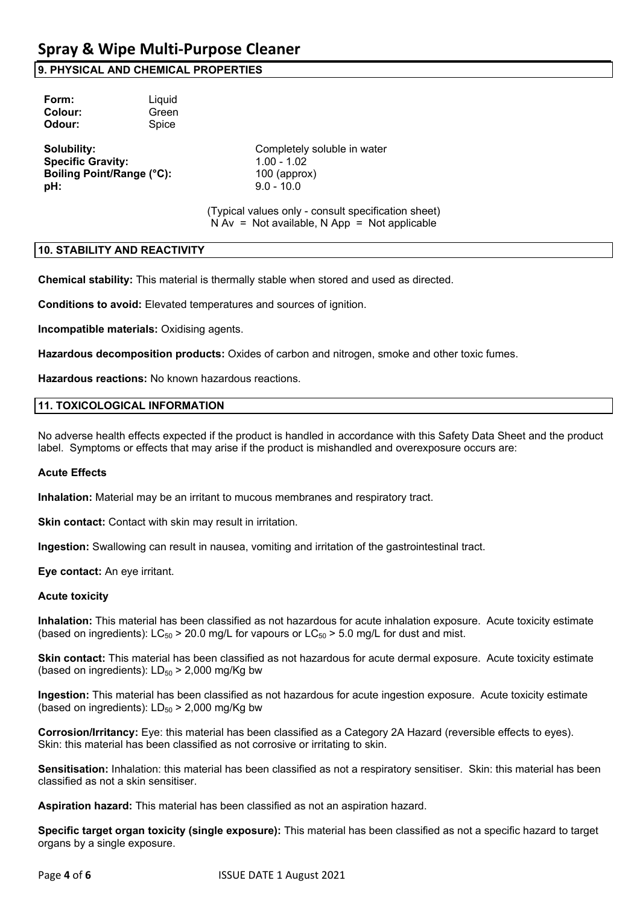## 9. PHYSICAL AND CHEMICAL PROPERTIES

| | |
|---|---|
| **Form:** | Liquid |
| **Colour:** | Green |
| **Odour:** | Spice |

| | |
|---|---|
| **Solubility:** | Completely soluble in water |
| **Specific Gravity:** | 1.00 - 1.02 |
| **Boiling Point/Range (°C):** | 100 (approx) |
| **pH:** | 9.0 - 10.0 |

(Typical values only - consult specification sheet)
N Av = Not available, N App = Not applicable

## 10. STABILITY AND REACTIVITY

**Chemical stability:** This material is thermally stable when stored and used as directed.

**Conditions to avoid:** Elevated temperatures and sources of ignition.

**Incompatible materials:** Oxidising agents.

**Hazardous decomposition products:** Oxides of carbon and nitrogen, smoke and other toxic fumes.

**Hazardous reactions:** No known hazardous reactions.

## 11. TOXICOLOGICAL INFORMATION

No adverse health effects expected if the product is handled in accordance with this Safety Data Sheet and the product label. Symptoms or effects that may arise if the product is mishandled and overexposure occurs are:

**Acute Effects**

**Inhalation:** Material may be an irritant to mucous membranes and respiratory tract.

**Skin contact:** Contact with skin may result in irritation.

**Ingestion:** Swallowing can result in nausea, vomiting and irritation of the gastrointestinal tract.

**Eye contact:** An eye irritant.

**Acute toxicity**

**Inhalation:** This material has been classified as not hazardous for acute inhalation exposure. Acute toxicity estimate (based on ingredients): $LC_{50}$ > 20.0 mg/L for vapours or $LC_{50}$ > 5.0 mg/L for dust and mist.

**Skin contact:** This material has been classified as not hazardous for acute dermal exposure. Acute toxicity estimate (based on ingredients): $LD_{50}$ > 2,000 mg/Kg bw

**Ingestion:** This material has been classified as not hazardous for acute ingestion exposure. Acute toxicity estimate (based on ingredients): $LD_{50}$ > 2,000 mg/Kg bw

**Corrosion/Irritancy:** Eye: this material has been classified as a Category 2A Hazard (reversible effects to eyes). Skin: this material has been classified as not corrosive or irritating to skin.

**Sensitisation:** Inhalation: this material has been classified as not a respiratory sensitiser. Skin: this material has been classified as not a skin sensitiser.

**Aspiration hazard:** This material has been classified as not an aspiration hazard.

**Specific target organ toxicity (single exposure):** This material has been classified as not a specific hazard to target organs by a single exposure.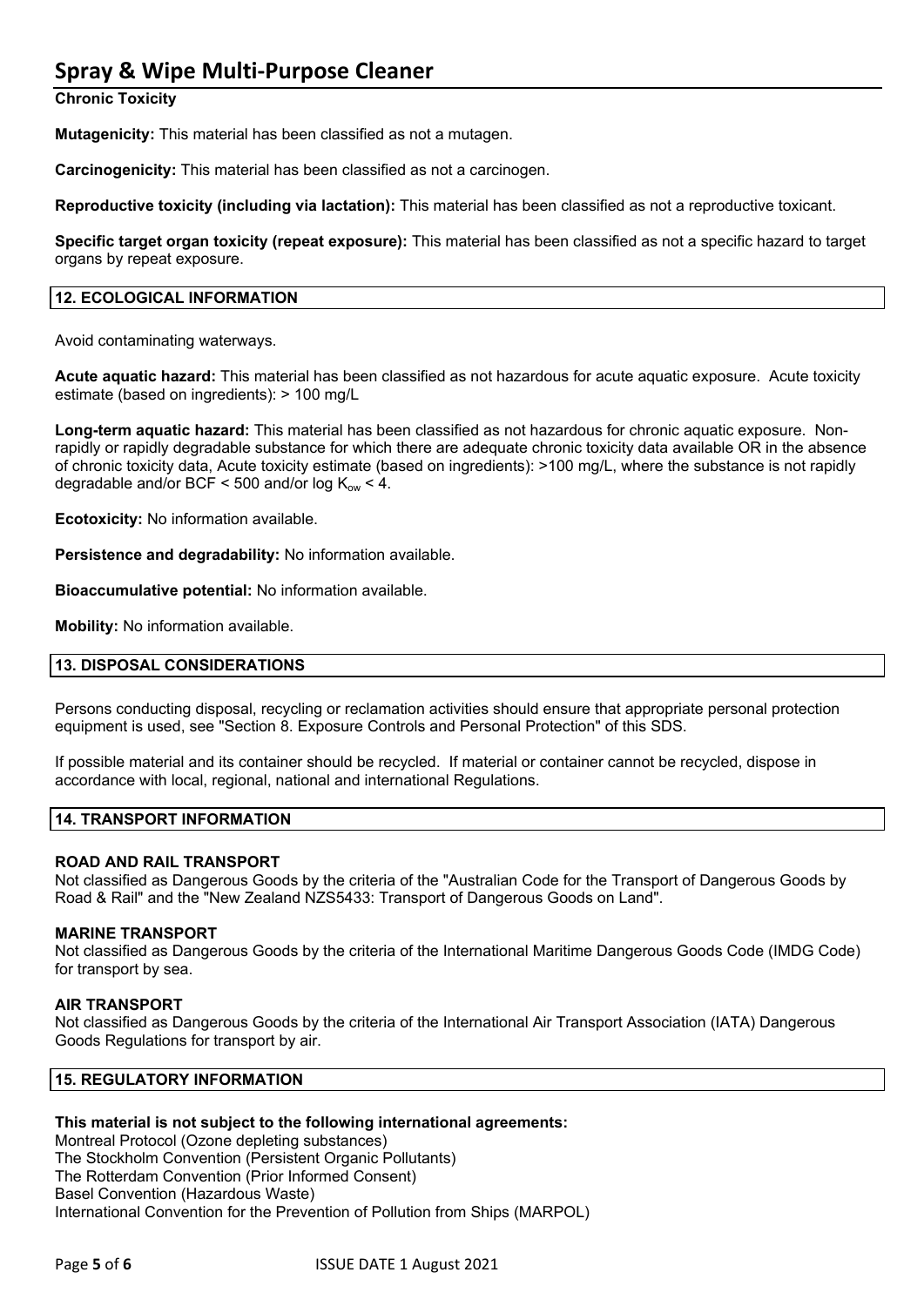**Chronic Toxicity**

**Mutagenicity:** This material has been classified as not a mutagen.

**Carcinogenicity:** This material has been classified as not a carcinogen.

**Reproductive toxicity (including via lactation):** This material has been classified as not a reproductive toxicant.

**Specific target organ toxicity (repeat exposure):** This material has been classified as not a specific hazard to target organs by repeat exposure.

## 12. ECOLOGICAL INFORMATION

Avoid contaminating waterways.

**Acute aquatic hazard:** This material has been classified as not hazardous for acute aquatic exposure. Acute toxicity estimate (based on ingredients): > 100 mg/L

**Long-term aquatic hazard:** This material has been classified as not hazardous for chronic aquatic exposure. Non-rapidly or rapidly degradable substance for which there are adequate chronic toxicity data available OR in the absence of chronic toxicity data, Acute toxicity estimate (based on ingredients): >100 mg/L, where the substance is not rapidly degradable and/or BCF < 500 and/or log $K_{ow}$ < 4.

**Ecotoxicity:** No information available.

**Persistence and degradability:** No information available.

**Bioaccumulative potential:** No information available.

**Mobility:** No information available.

## 13. DISPOSAL CONSIDERATIONS

Persons conducting disposal, recycling or reclamation activities should ensure that appropriate personal protection equipment is used, see "Section 8. Exposure Controls and Personal Protection" of this SDS.

If possible material and its container should be recycled. If material or container cannot be recycled, dispose in accordance with local, regional, national and international Regulations.

## 14. TRANSPORT INFORMATION

**ROAD AND RAIL TRANSPORT**
Not classified as Dangerous Goods by the criteria of the "Australian Code for the Transport of Dangerous Goods by Road & Rail" and the "New Zealand NZS5433: Transport of Dangerous Goods on Land".

**MARINE TRANSPORT**
Not classified as Dangerous Goods by the criteria of the International Maritime Dangerous Goods Code (IMDG Code) for transport by sea.

**AIR TRANSPORT**
Not classified as Dangerous Goods by the criteria of the International Air Transport Association (IATA) Dangerous Goods Regulations for transport by air.

## 15. REGULATORY INFORMATION

**This material is not subject to the following international agreements:**
Montreal Protocol (Ozone depleting substances)
The Stockholm Convention (Persistent Organic Pollutants)
The Rotterdam Convention (Prior Informed Consent)
Basel Convention (Hazardous Waste)
International Convention for the Prevention of Pollution from Ships (MARPOL)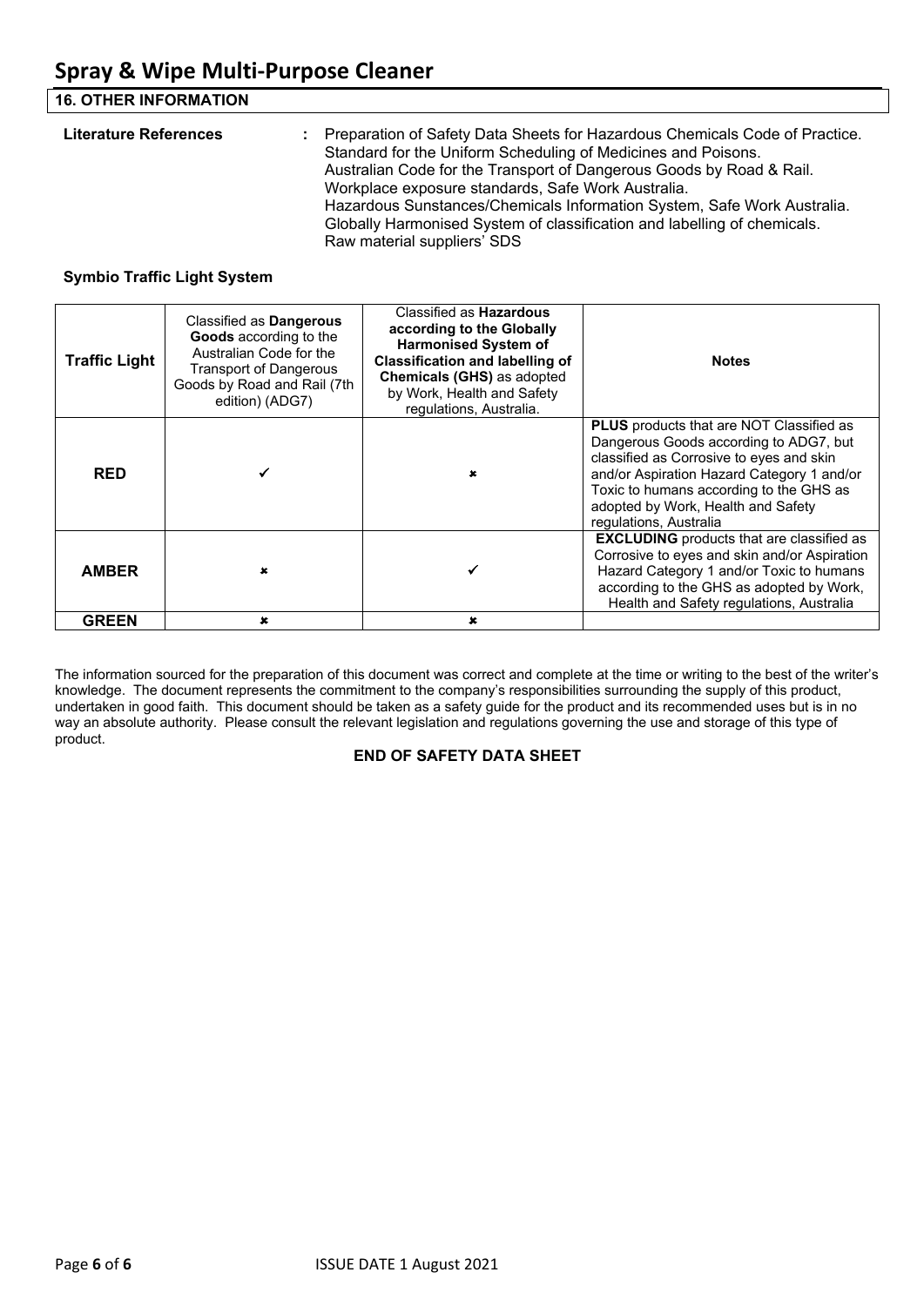## 16. OTHER INFORMATION

**Literature References** : Preparation of Safety Data Sheets for Hazardous Chemicals Code of Practice.
Standard for the Uniform Scheduling of Medicines and Poisons.
Australian Code for the Transport of Dangerous Goods by Road & Rail.
Workplace exposure standards, Safe Work Australia.
Hazardous Sunstances/Chemicals Information System, Safe Work Australia.
Globally Harmonised System of classification and labelling of chemicals.
Raw material suppliers' SDS

**Symbio Traffic Light System**

| Traffic Light | Classified as **Dangerous Goods** according to the Australian Code for the Transport of Dangerous Goods by Road and Rail (7th edition) (ADG7) | Classified as **Hazardous according to the Globally Harmonised System of Classification and labelling of Chemicals (GHS)** as adopted by Work, Health and Safety regulations, Australia. | Notes |
|---|---|---|---|
| **RED** | ✓ | ✗ | **PLUS** products that are NOT Classified as Dangerous Goods according to ADG7, but classified as Corrosive to eyes and skin and/or Aspiration Hazard Category 1 and/or Toxic to humans according to the GHS as adopted by Work, Health and Safety regulations, Australia |
| **AMBER** | ✗ | ✓ | **EXCLUDING** products that are classified as Corrosive to eyes and skin and/or Aspiration Hazard Category 1 and/or Toxic to humans according to the GHS as adopted by Work, Health and Safety regulations, Australia |
| **GREEN** | ✗ | ✗ | |

The information sourced for the preparation of this document was correct and complete at the time or writing to the best of the writer's knowledge. The document represents the commitment to the company's responsibilities surrounding the supply of this product, undertaken in good faith. This document should be taken as a safety guide for the product and its recommended uses but is in no way an absolute authority. Please consult the relevant legislation and regulations governing the use and storage of this type of product.

**END OF SAFETY DATA SHEET**